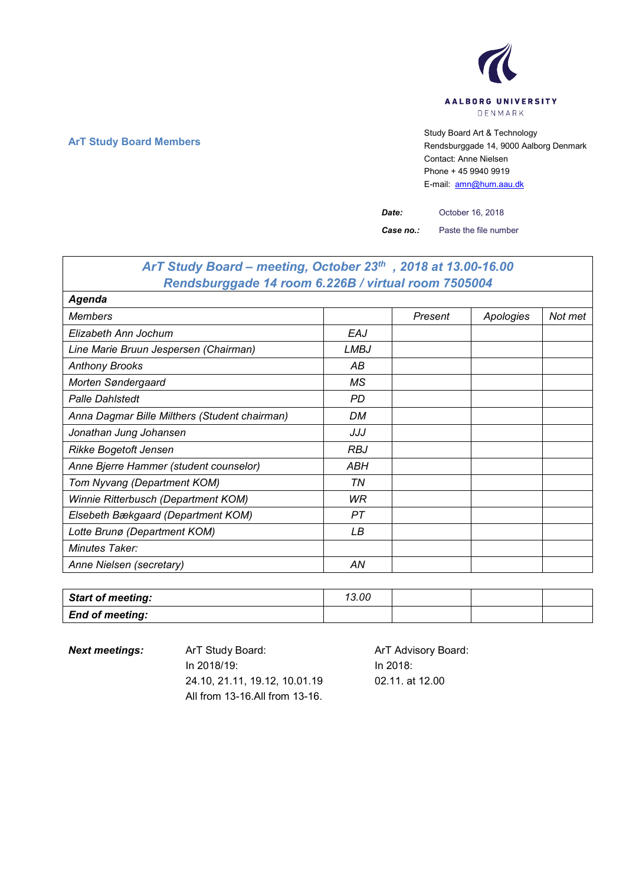AALBORG UNIVERSITY
DENMARK

**ArT Study Board Members**

Study Board Art & Technology
Rendsburggade 14, 9000 Aalborg Denmark
Contact: Anne Nielsen
Phone + 45 9940 9919
E-mail: amn@hum.aau.dk

***Date:*** October 16, 2018

***Case no.:*** Paste the file number

| ***ArT Study Board – meeting, October 23th, 2018 at 13.00-16.00 Rendsburggade 14 room 6.226B / virtual room 7505004*** | | | | |
|---|---|---|---|---|
| ***Agenda*** | | | | |
| *Members* | | *Present* | *Apologies* | *Not met* |
| *Elizabeth Ann Jochum* | *EAJ* | | | |
| *Line Marie Bruun Jespersen (Chairman)* | *LMBJ* | | | |
| *Anthony Brooks* | *AB* | | | |
| *Morten Søndergaard* | *MS* | | | |
| *Palle Dahlstedt* | *PD* | | | |
| *Anna Dagmar Bille Milthers (Student chairman)* | *DM* | | | |
| *Jonathan Jung Johansen* | *JJJ* | | | |
| *Rikke Bogetoft Jensen* | *RBJ* | | | |
| *Anne Bjerre Hammer (student counselor)* | *ABH* | | | |
| *Tom Nyvang (Department KOM)* | *TN* | | | |
| *Winnie Ritterbusch (Department KOM)* | *WR* | | | |
| *Elsebeth Bækgaard (Department KOM)* | *PT* | | | |
| *Lotte Brunø (Department KOM)* | *LB* | | | |
| *Minutes Taker:* | | | | |
| *Anne Nielsen (secretary)* | *AN* | | | |

| ***Start of meeting:*** | *13.00* | | | |
|---|---|---|---|---|
| ***End of meeting:*** | | | | |

***Next meetings:***

ArT Study Board:
In 2018/19:
24.10, 21.11, 19.12, 10.01.19
All from 13-16.All from 13-16.

ArT Advisory Board:
In 2018:
02.11. at 12.00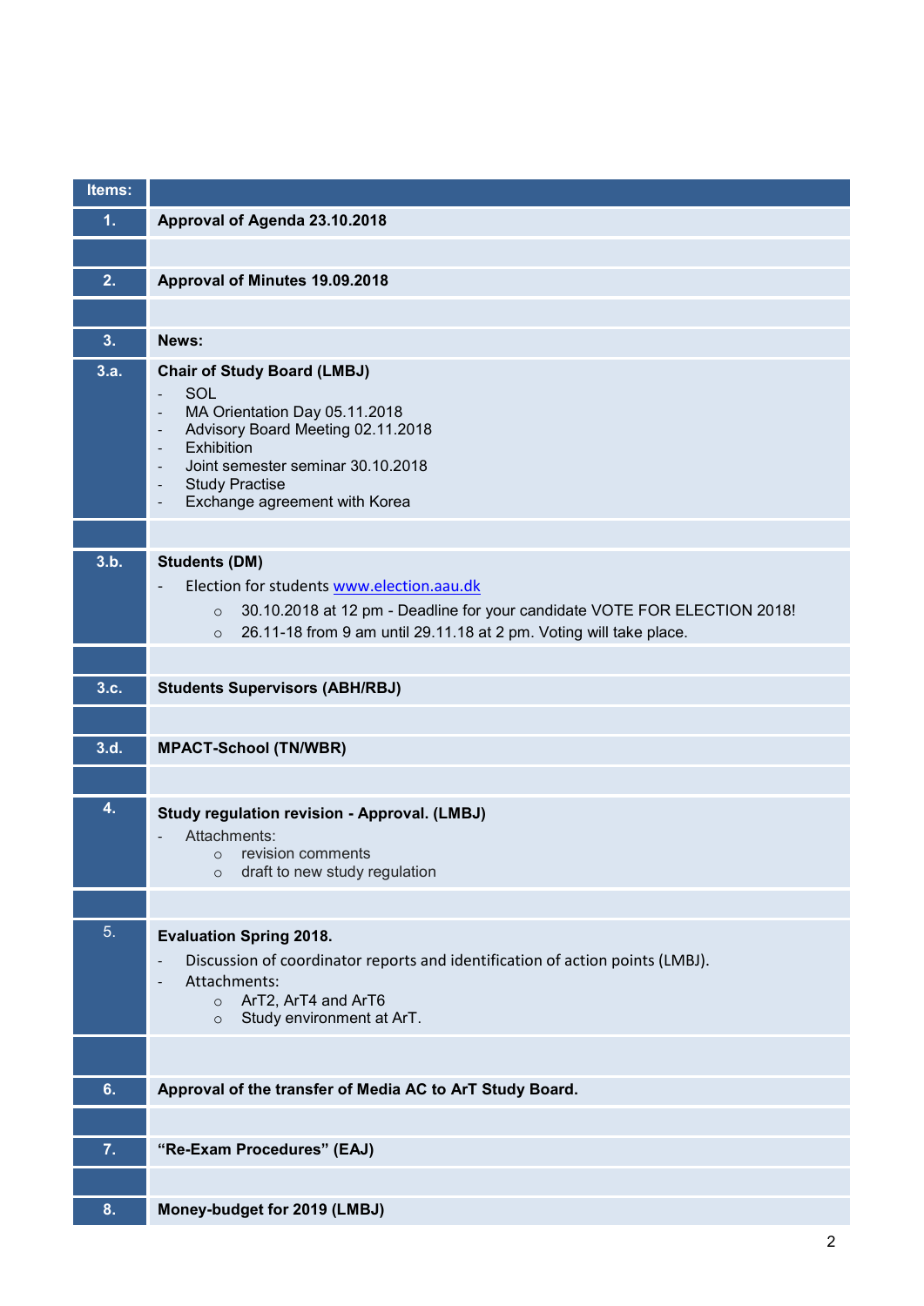| Items: | |
|---|---|
| 1. | **Approval of Agenda 23.10.2018** |
| | |
| 2. | **Approval of Minutes 19.09.2018** |
| | |
| 3. | **News:** |
| 3.a. | **Chair of Study Board (LMBJ)**<br>- SOL<br>- MA Orientation Day 05.11.2018<br>- Advisory Board Meeting 02.11.2018<br>- Exhibition<br>- Joint semester seminar 30.10.2018<br>- Study Practise<br>- Exchange agreement with Korea |
| | |
| 3.b. | **Students (DM)**<br>- Election for students [www.election.aau.dk](http://www.election.aau.dk)<br>  - 30.10.2018 at 12 pm - Deadline for your candidate VOTE FOR ELECTION 2018!<br>  - 26.11-18 from 9 am until 29.11.18 at 2 pm. Voting will take place. |
| | |
| 3.c. | **Students Supervisors (ABH/RBJ)** |
| | |
| 3.d. | **MPACT-School (TN/WBR)** |
| | |
| 4. | **Study regulation revision - Approval. (LMBJ)**<br>- Attachments:<br>  - revision comments<br>  - draft to new study regulation |
| | |
| 5. | **Evaluation Spring 2018.**<br>- Discussion of coordinator reports and identification of action points (LMBJ).<br>- Attachments:<br>  - ArT2, ArT4 and ArT6<br>  - Study environment at ArT. |
| | |
| 6. | **Approval of the transfer of Media AC to ArT Study Board.** |
| | |
| 7. | **"Re-Exam Procedures" (EAJ)** |
| | |
| 8. | **Money-budget for 2019 (LMBJ)** |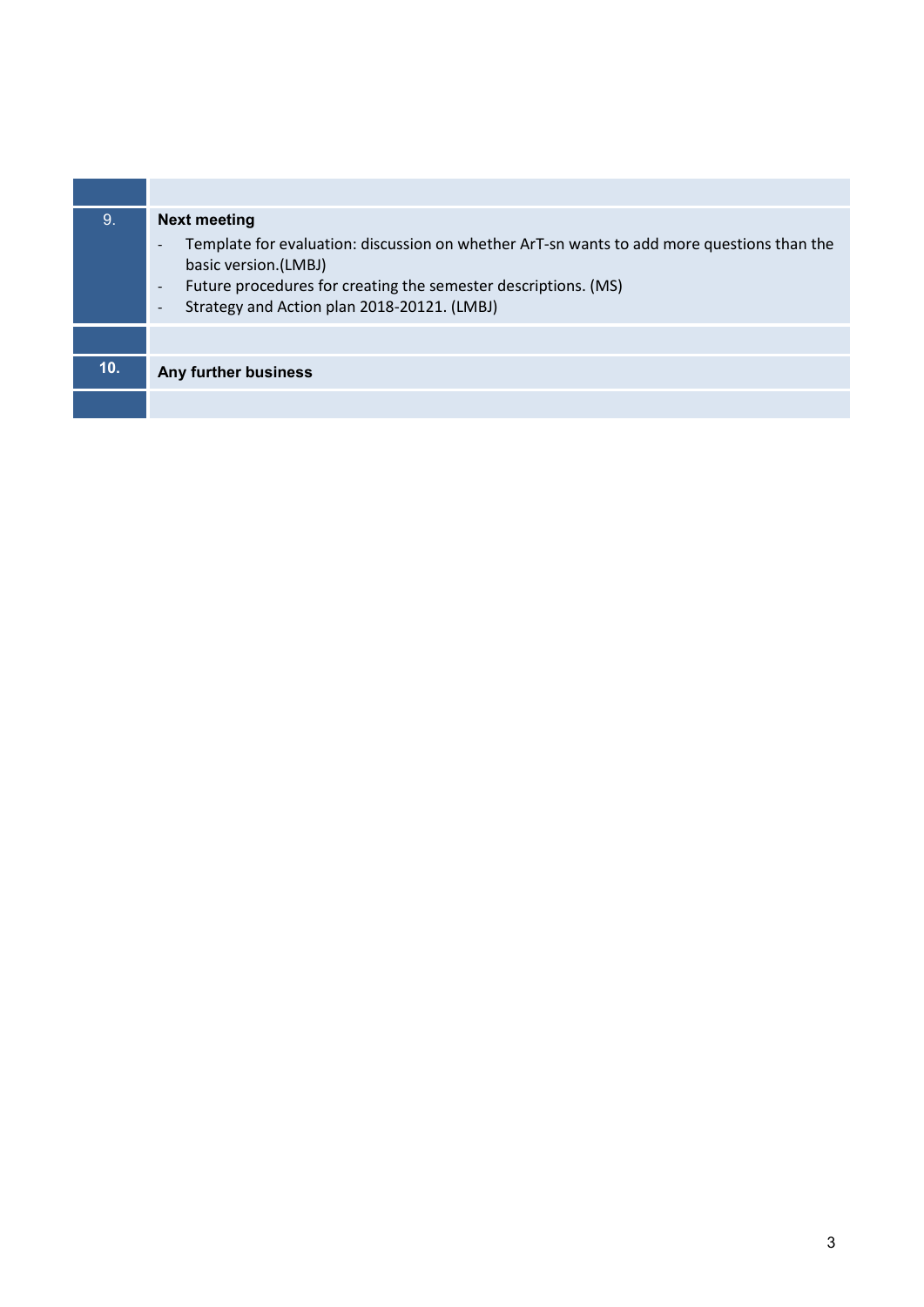| | |
|---|---|
| 9. | **Next meeting**<br>- Template for evaluation: discussion on whether ArT-sn wants to add more questions than the basic version.(LMBJ)<br>- Future procedures for creating the semester descriptions. (MS)<br>- Strategy and Action plan 2018-20121. (LMBJ) |
| | |
| **10.** | **Any further business** |
| | |